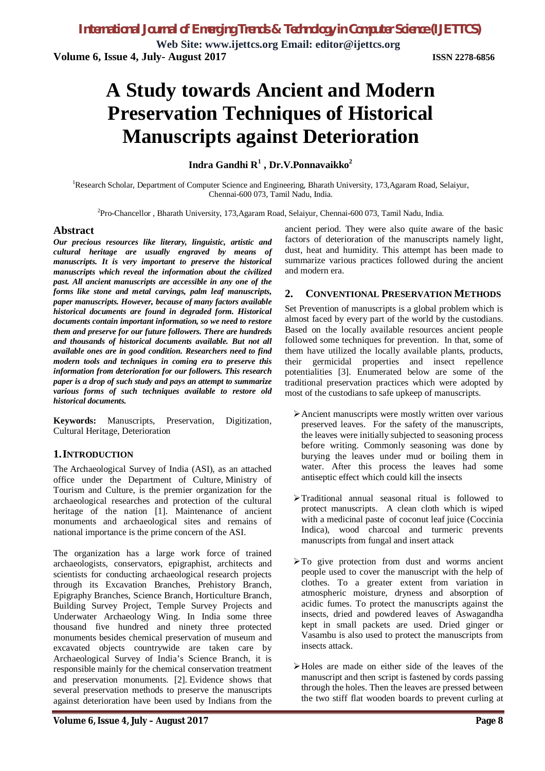# A Study towards Ancient and Modern Preservation Techniques of Historical Manuscripts against Deterioration

**Indra Gandhi R[1] , Dr.V.Ponnavaikko[2]**

[1]Research Scholar, Department of Computer Science and Engineering, Bharath University, 173,Agaram Road, Selaiyur, Chennai-600 073, Tamil Nadu, India.

[2]Pro-Chancellor , Bharath University, 173,Agaram Road, Selaiyur, Chennai-600 073, Tamil Nadu, India.

## Abstract

***Our precious resources like literary, linguistic, artistic and cultural heritage are usually engraved by means of manuscripts. It is very important to preserve the historical manuscripts which reveal the information about the civilized past. All ancient manuscripts are accessible in any one of the forms like stone and metal carvings, palm leaf manuscripts, paper manuscripts. However, because of many factors available historical documents are found in degraded form. Historical documents contain important information, so we need to restore them and preserve for our future followers. There are hundreds and thousands of historical documents available. But not all available ones are in good condition. Researchers need to find modern tools and techniques in coming era to preserve this information from deterioration for our followers. This research paper is a drop of such study and pays an attempt to summarize various forms of such techniques available to restore old historical documents.***

**Keywords:** Manuscripts, Preservation, Digitization, Cultural Heritage, Deterioration

## 1. Introduction

The Archaeological Survey of India (ASI), as an attached office under the Department of Culture, Ministry of Tourism and Culture, is the premier organization for the archaeological researches and protection of the cultural heritage of the nation [1]. Maintenance of ancient monuments and archaeological sites and remains of national importance is the prime concern of the ASI.

The organization has a large work force of trained archaeologists, conservators, epigraphist, architects and scientists for conducting archaeological research projects through its Excavation Branches, Prehistory Branch, Epigraphy Branches, Science Branch, Horticulture Branch, Building Survey Project, Temple Survey Projects and Underwater Archaeology Wing. In India some three thousand five hundred and ninety three protected monuments besides chemical preservation of museum and excavated objects countrywide are taken care by Archaeological Survey of India's Science Branch, it is responsible mainly for the chemical conservation treatment and preservation monuments. [2]. Evidence shows that several preservation methods to preserve the manuscripts against deterioration have been used by Indians from the ancient period. They were also quite aware of the basic factors of deterioration of the manuscripts namely light, dust, heat and humidity. This attempt has been made to summarize various practices followed during the ancient and modern era.

## 2. Conventional Preservation Methods

Set Prevention of manuscripts is a global problem which is almost faced by every part of the world by the custodians. Based on the locally available resources ancient people followed some techniques for prevention. In that, some of them have utilized the locally available plants, products, their germicidal properties and insect repellence potentialities [3]. Enumerated below are some of the traditional preservation practices which were adopted by most of the custodians to safe upkeep of manuscripts.

- Ancient manuscripts were mostly written over various preserved leaves. For the safety of the manuscripts, the leaves were initially subjected to seasoning process before writing. Commonly seasoning was done by burying the leaves under mud or boiling them in water. After this process the leaves had some antiseptic effect which could kill the insects
- Traditional annual seasonal ritual is followed to protect manuscripts. A clean cloth which is wiped with a medicinal paste of coconut leaf juice (Coccinia Indica), wood charcoal and turmeric prevents manuscripts from fungal and insert attack
- To give protection from dust and worms ancient people used to cover the manuscript with the help of clothes. To a greater extent from variation in atmospheric moisture, dryness and absorption of acidic fumes. To protect the manuscripts against the insects, dried and powdered leaves of Aswagandha kept in small packets are used. Dried ginger or Vasambu is also used to protect the manuscripts from insects attack.
- Holes are made on either side of the leaves of the manuscript and then script is fastened by cords passing through the holes. Then the leaves are pressed between the two stiff flat wooden boards to prevent curling at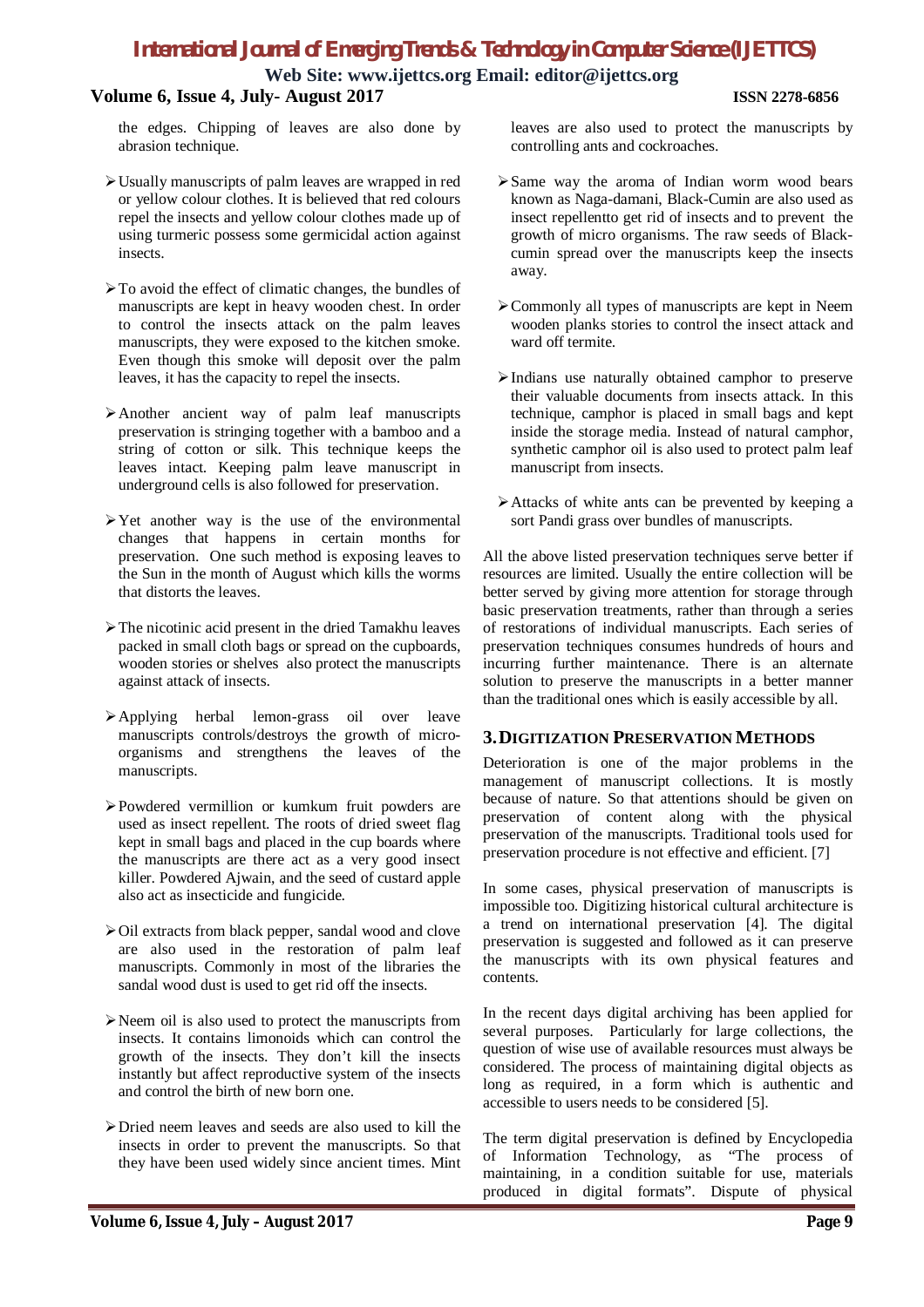the edges. Chipping of leaves are also done by abrasion technique.

- Usually manuscripts of palm leaves are wrapped in red or yellow colour clothes. It is believed that red colours repel the insects and yellow colour clothes made up of using turmeric possess some germicidal action against insects.
- To avoid the effect of climatic changes, the bundles of manuscripts are kept in heavy wooden chest. In order to control the insects attack on the palm leaves manuscripts, they were exposed to the kitchen smoke. Even though this smoke will deposit over the palm leaves, it has the capacity to repel the insects.
- Another ancient way of palm leaf manuscripts preservation is stringing together with a bamboo and a string of cotton or silk. This technique keeps the leaves intact. Keeping palm leave manuscript in underground cells is also followed for preservation.
- Yet another way is the use of the environmental changes that happens in certain months for preservation. One such method is exposing leaves to the Sun in the month of August which kills the worms that distorts the leaves.
- The nicotinic acid present in the dried Tamakhu leaves packed in small cloth bags or spread on the cupboards, wooden stories or shelves also protect the manuscripts against attack of insects.
- Applying herbal lemon-grass oil over leave manuscripts controls/destroys the growth of micro-organisms and strengthens the leaves of the manuscripts.
- Powdered vermillion or kumkum fruit powders are used as insect repellent. The roots of dried sweet flag kept in small bags and placed in the cup boards where the manuscripts are there act as a very good insect killer. Powdered Ajwain, and the seed of custard apple also act as insecticide and fungicide.
- Oil extracts from black pepper, sandal wood and clove are also used in the restoration of palm leaf manuscripts. Commonly in most of the libraries the sandal wood dust is used to get rid off the insects.
- Neem oil is also used to protect the manuscripts from insects. It contains limonoids which can control the growth of the insects. They don't kill the insects instantly but affect reproductive system of the insects and control the birth of new born one.
- Dried neem leaves and seeds are also used to kill the insects in order to prevent the manuscripts. So that they have been used widely since ancient times. Mint leaves are also used to protect the manuscripts by controlling ants and cockroaches.
- Same way the aroma of Indian worm wood bears known as Naga-damani, Black-Cumin are also used as insect repellentto get rid of insects and to prevent the growth of micro organisms. The raw seeds of Black-cumin spread over the manuscripts keep the insects away.
- Commonly all types of manuscripts are kept in Neem wooden planks stories to control the insect attack and ward off termite.
- Indians use naturally obtained camphor to preserve their valuable documents from insects attack. In this technique, camphor is placed in small bags and kept inside the storage media. Instead of natural camphor, synthetic camphor oil is also used to protect palm leaf manuscript from insects.
- Attacks of white ants can be prevented by keeping a sort Pandi grass over bundles of manuscripts.

All the above listed preservation techniques serve better if resources are limited. Usually the entire collection will be better served by giving more attention for storage through basic preservation treatments, rather than through a series of restorations of individual manuscripts. Each series of preservation techniques consumes hundreds of hours and incurring further maintenance. There is an alternate solution to preserve the manuscripts in a better manner than the traditional ones which is easily accessible by all.

## 3. DIGITIZATION PRESERVATION METHODS

Deterioration is one of the major problems in the management of manuscript collections. It is mostly because of nature. So that attentions should be given on preservation of content along with the physical preservation of the manuscripts. Traditional tools used for preservation procedure is not effective and efficient. [7]

In some cases, physical preservation of manuscripts is impossible too. Digitizing historical cultural architecture is a trend on international preservation [4]. The digital preservation is suggested and followed as it can preserve the manuscripts with its own physical features and contents.

In the recent days digital archiving has been applied for several purposes. Particularly for large collections, the question of wise use of available resources must always be considered. The process of maintaining digital objects as long as required, in a form which is authentic and accessible to users needs to be considered [5].

The term digital preservation is defined by Encyclopedia of Information Technology, as "The process of maintaining, in a condition suitable for use, materials produced in digital formats". Dispute of physical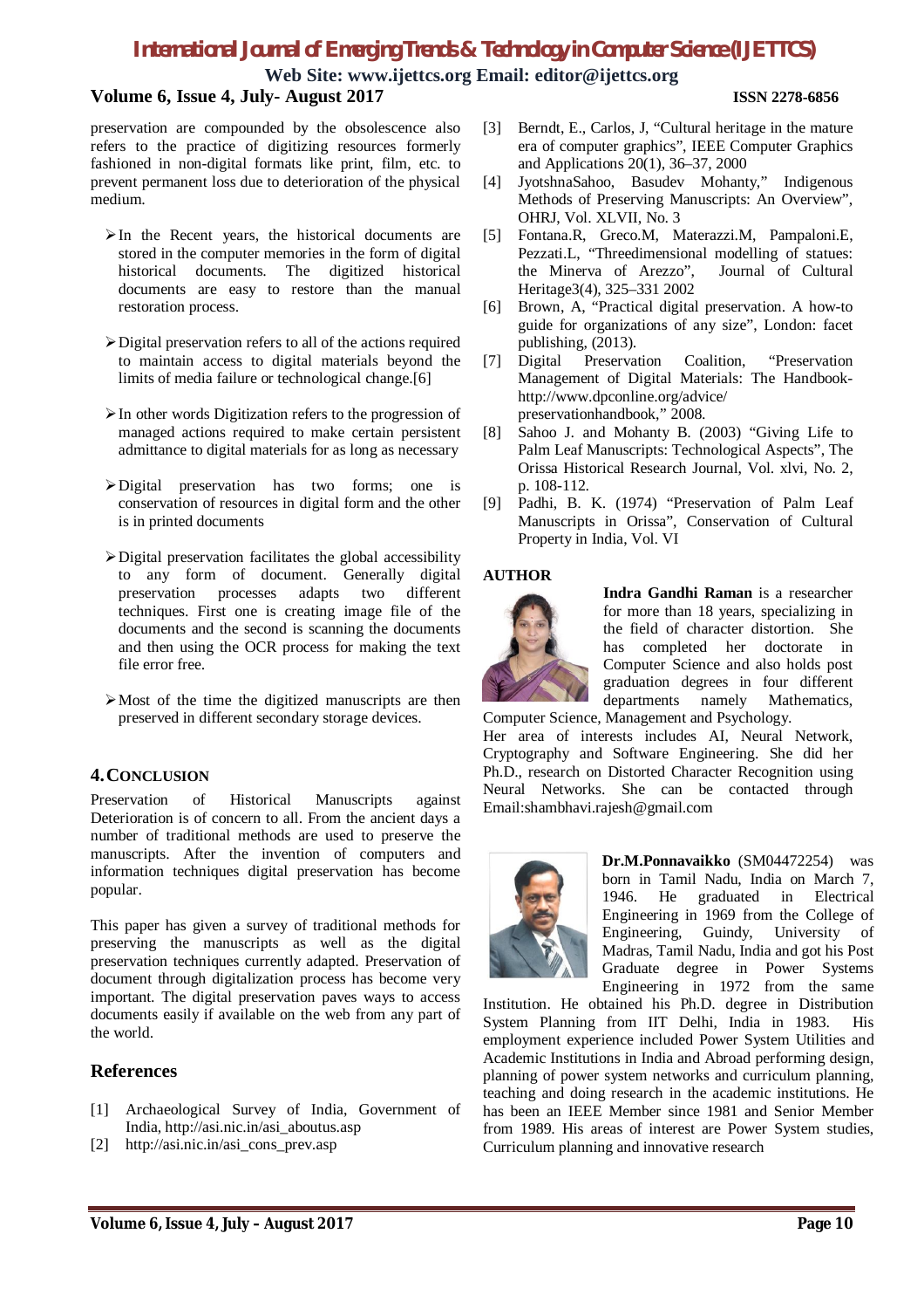preservation are compounded by the obsolescence also refers to the practice of digitizing resources formerly fashioned in non-digital formats like print, film, etc. to prevent permanent loss due to deterioration of the physical medium.

- In the Recent years, the historical documents are stored in the computer memories in the form of digital historical documents. The digitized historical documents are easy to restore than the manual restoration process.
- Digital preservation refers to all of the actions required to maintain access to digital materials beyond the limits of media failure or technological change.[6]
- In other words Digitization refers to the progression of managed actions required to make certain persistent admittance to digital materials for as long as necessary
- Digital preservation has two forms; one is conservation of resources in digital form and the other is in printed documents
- Digital preservation facilitates the global accessibility to any form of document. Generally digital preservation processes adapts two different techniques. First one is creating image file of the documents and the second is scanning the documents and then using the OCR process for making the text file error free.
- Most of the time the digitized manuscripts are then preserved in different secondary storage devices.

## 4. CONCLUSION

Preservation of Historical Manuscripts against Deterioration is of concern to all. From the ancient days a number of traditional methods are used to preserve the manuscripts. After the invention of computers and information techniques digital preservation has become popular.

This paper has given a survey of traditional methods for preserving the manuscripts as well as the digital preservation techniques currently adapted. Preservation of document through digitalization process has become very important. The digital preservation paves ways to access documents easily if available on the web from any part of the world.

## References

[1] Archaeological Survey of India, Government of India, http://asi.nic.in/asi_aboutus.asp

[2] http://asi.nic.in/asi_cons_prev.asp

[3] Berndt, E., Carlos, J, "Cultural heritage in the mature era of computer graphics", IEEE Computer Graphics and Applications 20(1), 36–37, 2000

[4] JyotshnaSahoo, Basudev Mohanty," Indigenous Methods of Preserving Manuscripts: An Overview", OHRJ, Vol. XLVII, No. 3

[5] Fontana.R, Greco.M, Materazzi.M, Pampaloni.E, Pezzati.L, "Threedimensional modelling of statues: the Minerva of Arezzo", Journal of Cultural Heritage3(4), 325–331 2002

[6] Brown, A, "Practical digital preservation. A how-to guide for organizations of any size", London: facet publishing, (2013).

[7] Digital Preservation Coalition, "Preservation Management of Digital Materials: The Handbook- http://www.dpconline.org/advice/ preservationhandbook," 2008.

[8] Sahoo J. and Mohanty B. (2003) "Giving Life to Palm Leaf Manuscripts: Technological Aspects", The Orissa Historical Research Journal, Vol. xlvi, No. 2, p. 108-112.

[9] Padhi, B. K. (1974) "Preservation of Palm Leaf Manuscripts in Orissa", Conservation of Cultural Property in India, Vol. VI

## AUTHOR

**Indra Gandhi Raman** is a researcher for more than 18 years, specializing in the field of character distortion. She has completed her doctorate in Computer Science and also holds post graduation degrees in four different departments namely Mathematics, Computer Science, Management and Psychology. Her area of interests includes AI, Neural Network, Cryptography and Software Engineering. She did her Ph.D., research on Distorted Character Recognition using Neural Networks. She can be contacted through Email:shambhavi.rajesh@gmail.com

**Dr.M.Ponnavaikko** (SM04472254) was born in Tamil Nadu, India on March 7, 1946. He graduated in Electrical Engineering in 1969 from the College of Engineering, Guindy, University of Madras, Tamil Nadu, India and got his Post Graduate degree in Power Systems Engineering in 1972 from the same Institution. He obtained his Ph.D. degree in Distribution System Planning from IIT Delhi, India in 1983. His employment experience included Power System Utilities and Academic Institutions in India and Abroad performing design, planning of power system networks and curriculum planning, teaching and doing research in the academic institutions. He has been an IEEE Member since 1981 and Senior Member from 1989. His areas of interest are Power System studies, Curriculum planning and innovative research